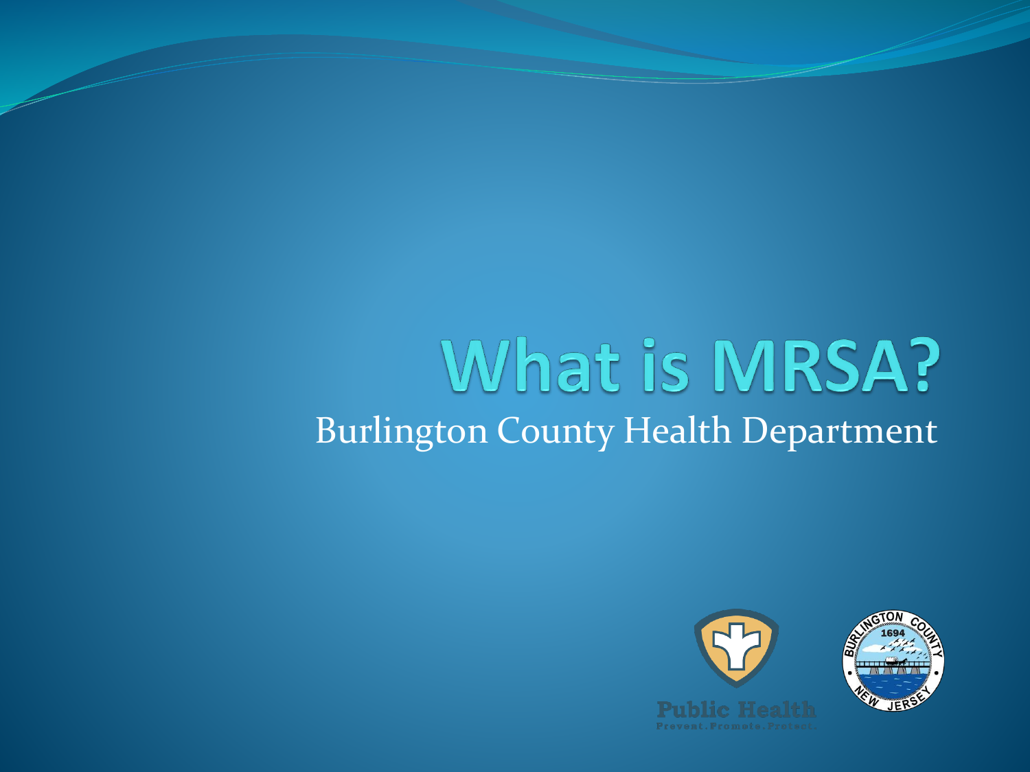# What is MRSA?

Burlington County Health Department

Public Health

Prevent. Promote. Protect.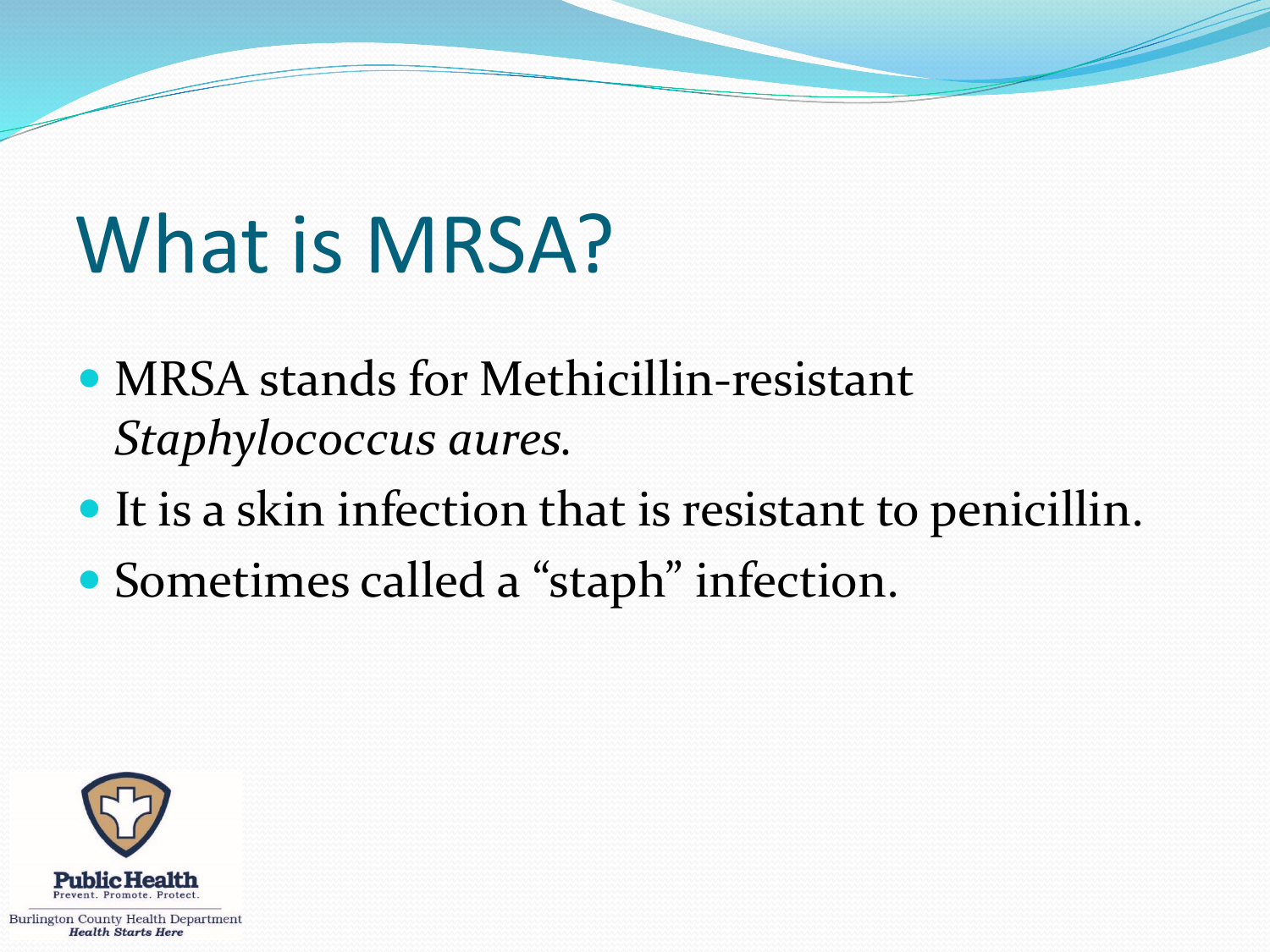# What is MRSA?

- MRSA stands for Methicillin-resistant *Staphylococcus aures.*
- It is a skin infection that is resistant to penicillin.
- Sometimes called a "staph" infection.

Public Health
Prevent. Promote. Protect.
Burlington County Health Department
***Health Starts Here***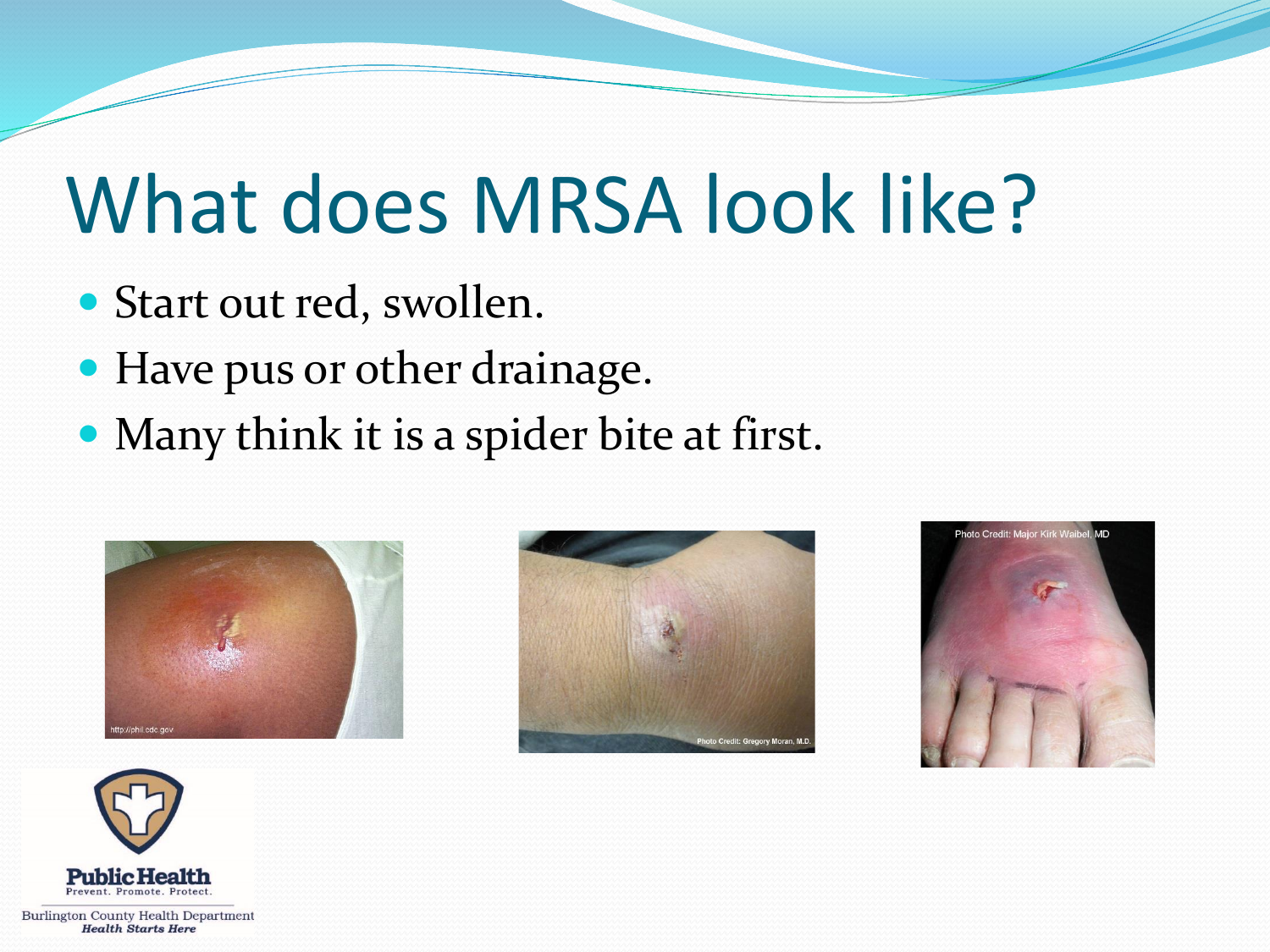# What does MRSA look like?

- Start out red, swollen.
- Have pus or other drainage.
- Many think it is a spider bite at first.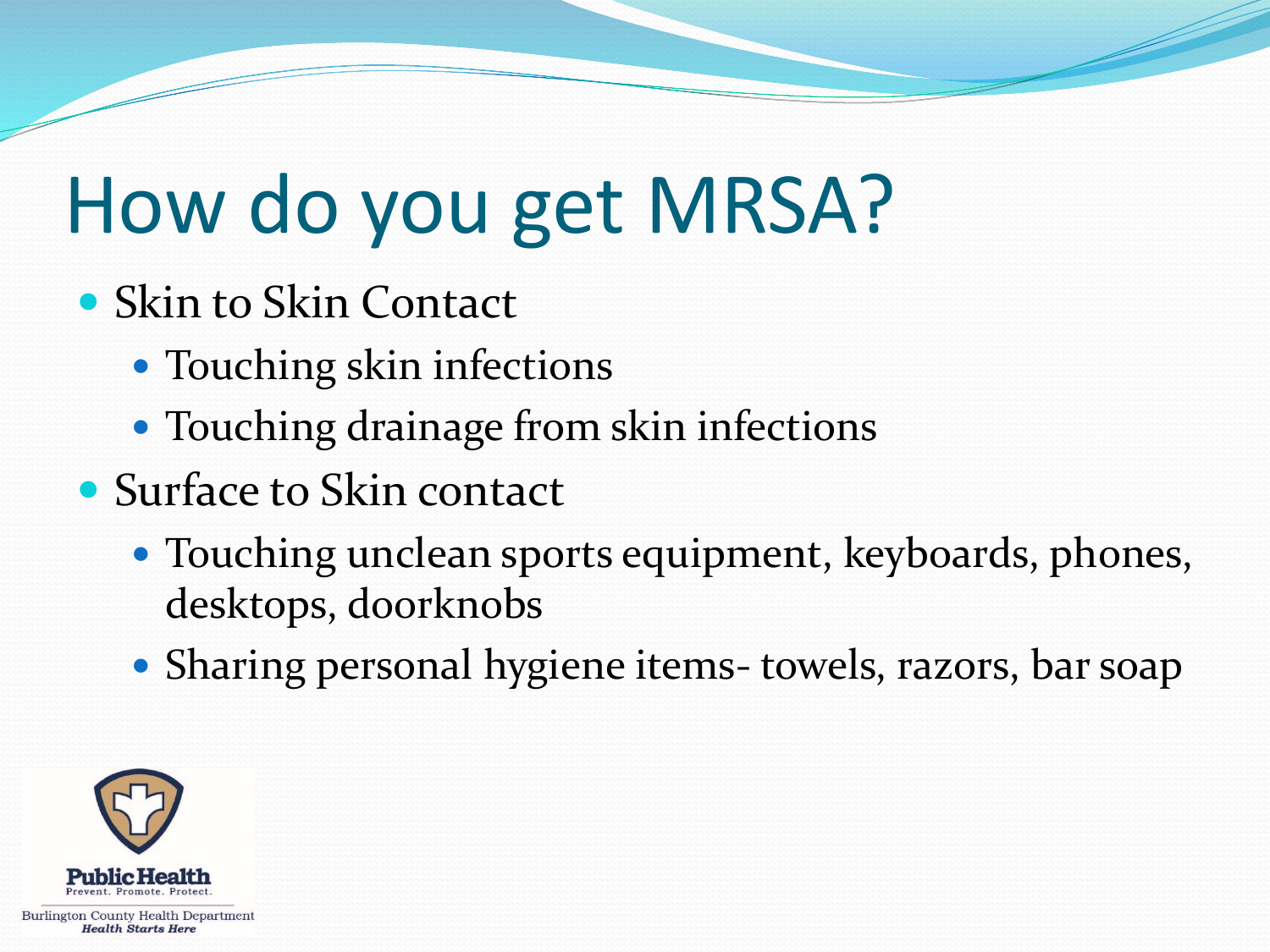# How do you get MRSA?

- Skin to Skin Contact
  - Touching skin infections
  - Touching drainage from skin infections
- Surface to Skin contact
  - Touching unclean sports equipment, keyboards, phones, desktops, doorknobs
  - Sharing personal hygiene items- towels, razors, bar soap

Public Health
Prevent. Promote. Protect.
Burlington County Health Department
*Health Starts Here*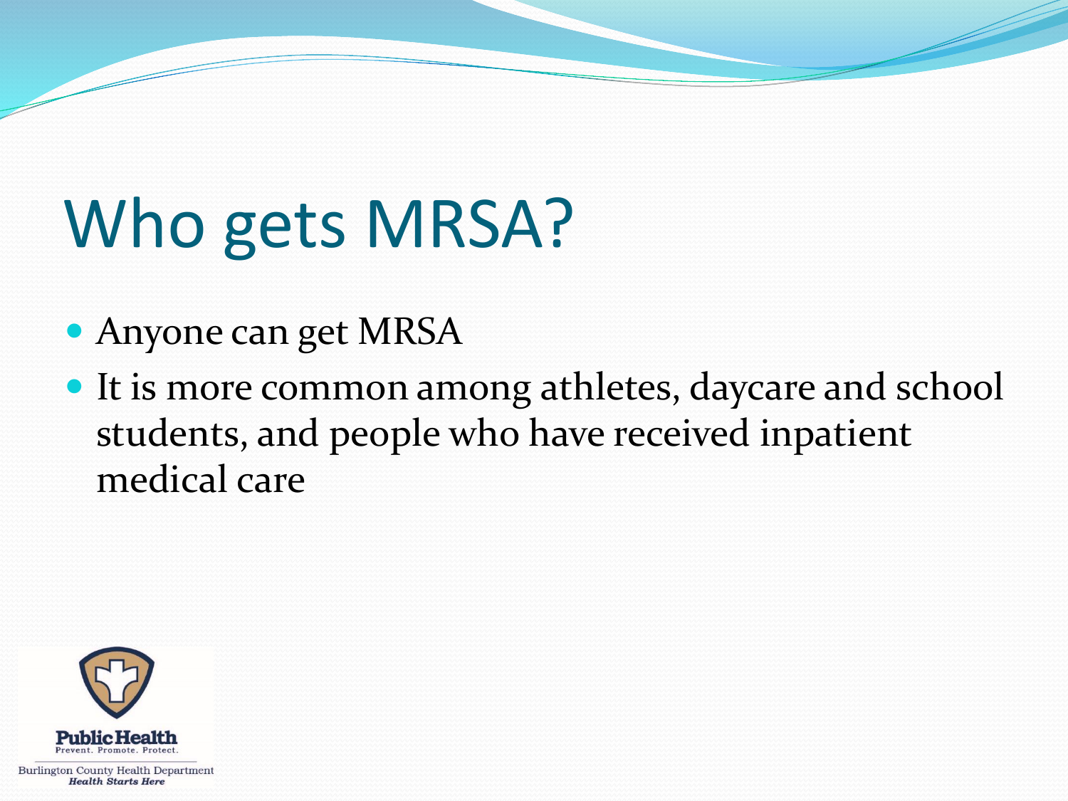# Who gets MRSA?

- Anyone can get MRSA
- It is more common among athletes, daycare and school students, and people who have received inpatient medical care

Public Health
Prevent. Promote. Protect.

Burlington County Health Department
***Health Starts Here***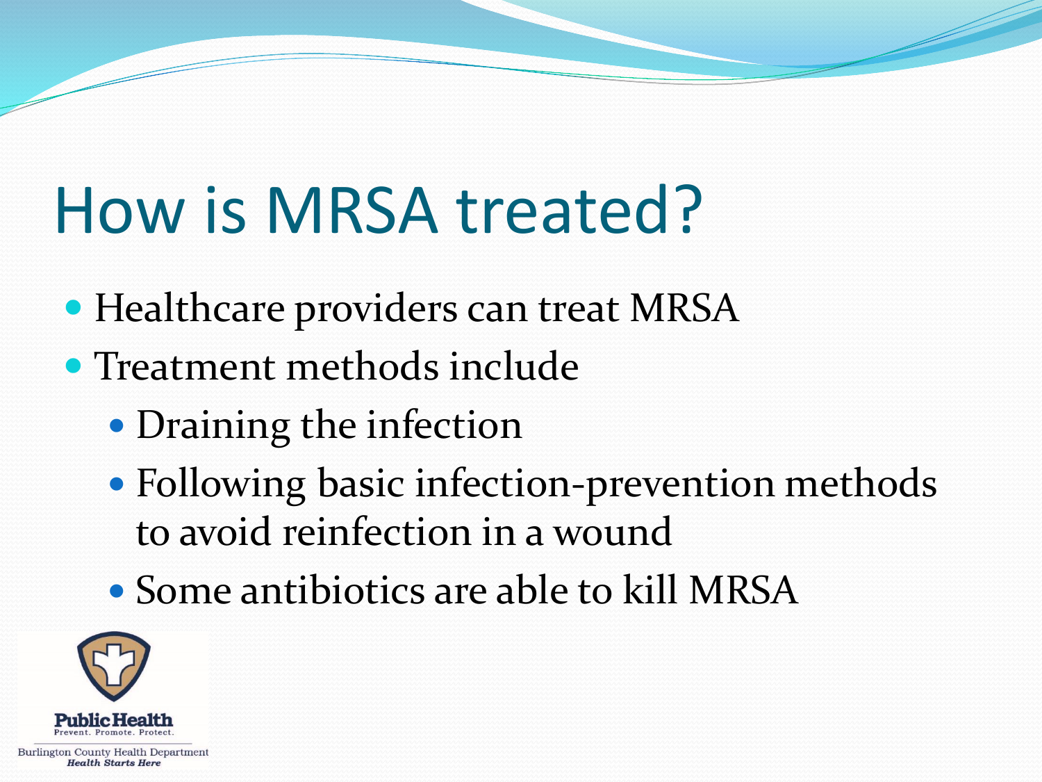# How is MRSA treated?

- Healthcare providers can treat MRSA
- Treatment methods include
  - Draining the infection
  - Following basic infection-prevention methods to avoid reinfection in a wound
  - Some antibiotics are able to kill MRSA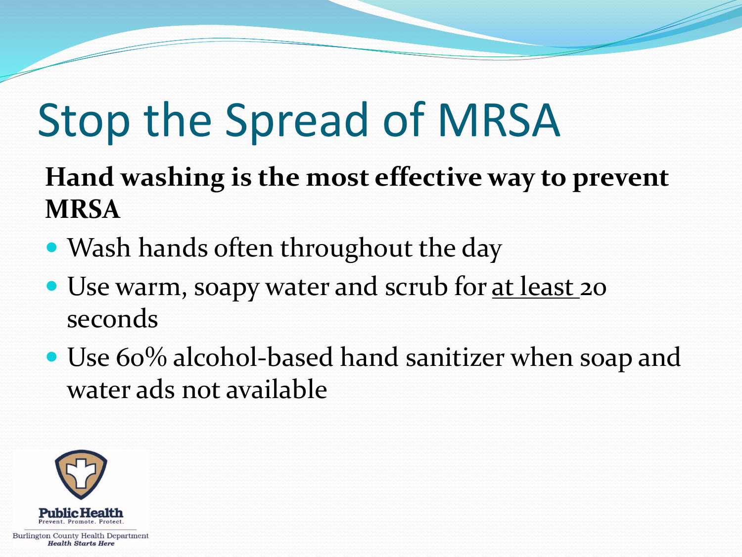# Stop the Spread of MRSA

**Hand washing is the most effective way to prevent MRSA**

- Wash hands often throughout the day
- Use warm, soapy water and scrub for <u>at least </u>20 seconds
- Use 60% alcohol-based hand sanitizer when soap and water ads not available

Public Health
Prevent. Promote. Protect.
Burlington County Health Department
***Health Starts Here***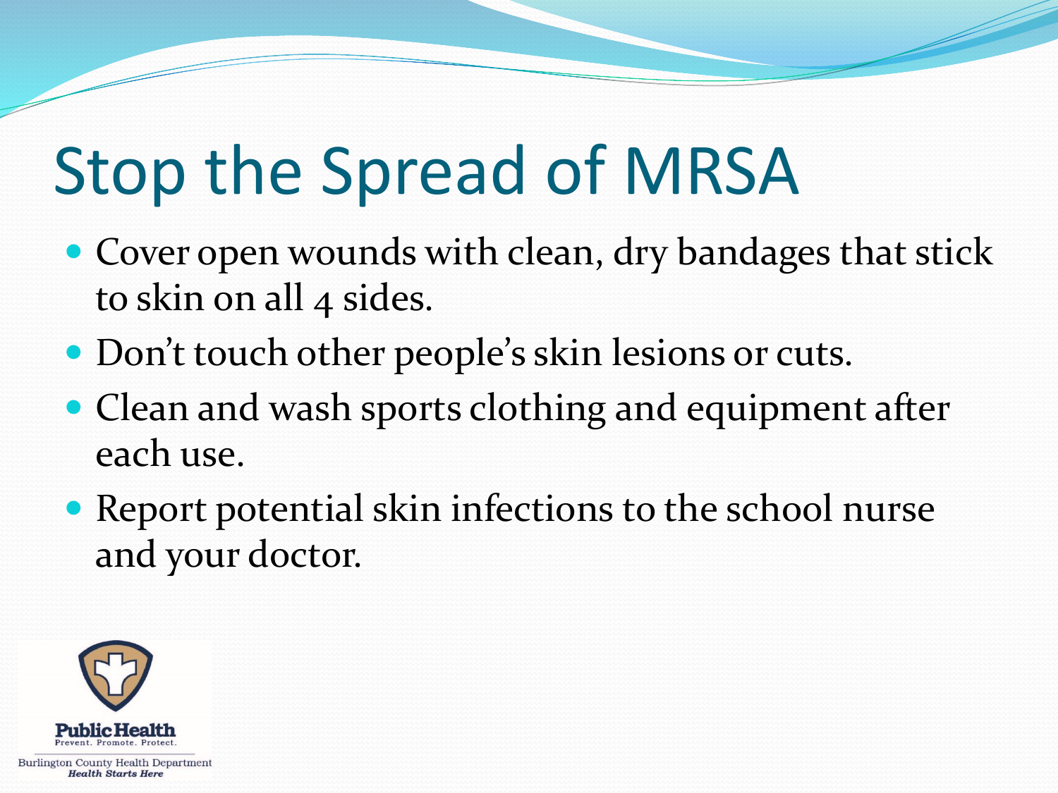# Stop the Spread of MRSA

- Cover open wounds with clean, dry bandages that stick to skin on all 4 sides.
- Don't touch other people's skin lesions or cuts.
- Clean and wash sports clothing and equipment after each use.
- Report potential skin infections to the school nurse and your doctor.

Public Health
Prevent. Promote. Protect.

Burlington County Health Department
***Health Starts Here***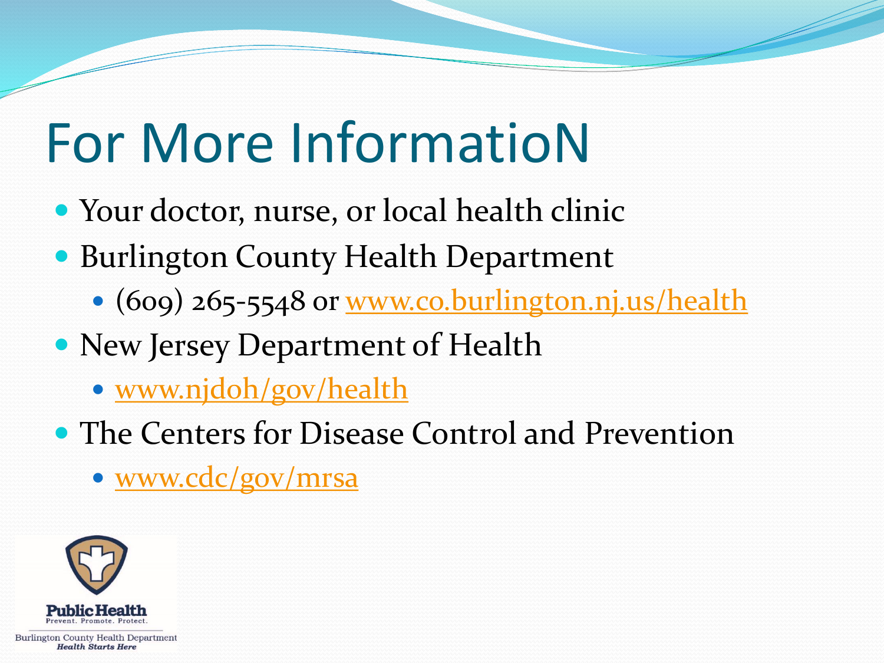# For More InformatioN

- Your doctor, nurse, or local health clinic
- Burlington County Health Department
  - (609) 265-5548 or www.co.burlington.nj.us/health
- New Jersey Department of Health
  - www.njdoh/gov/health
- The Centers for Disease Control and Prevention
  - www.cdc/gov/mrsa

Public Health
Prevent. Promote. Protect.
Burlington County Health Department
***Health Starts Here***